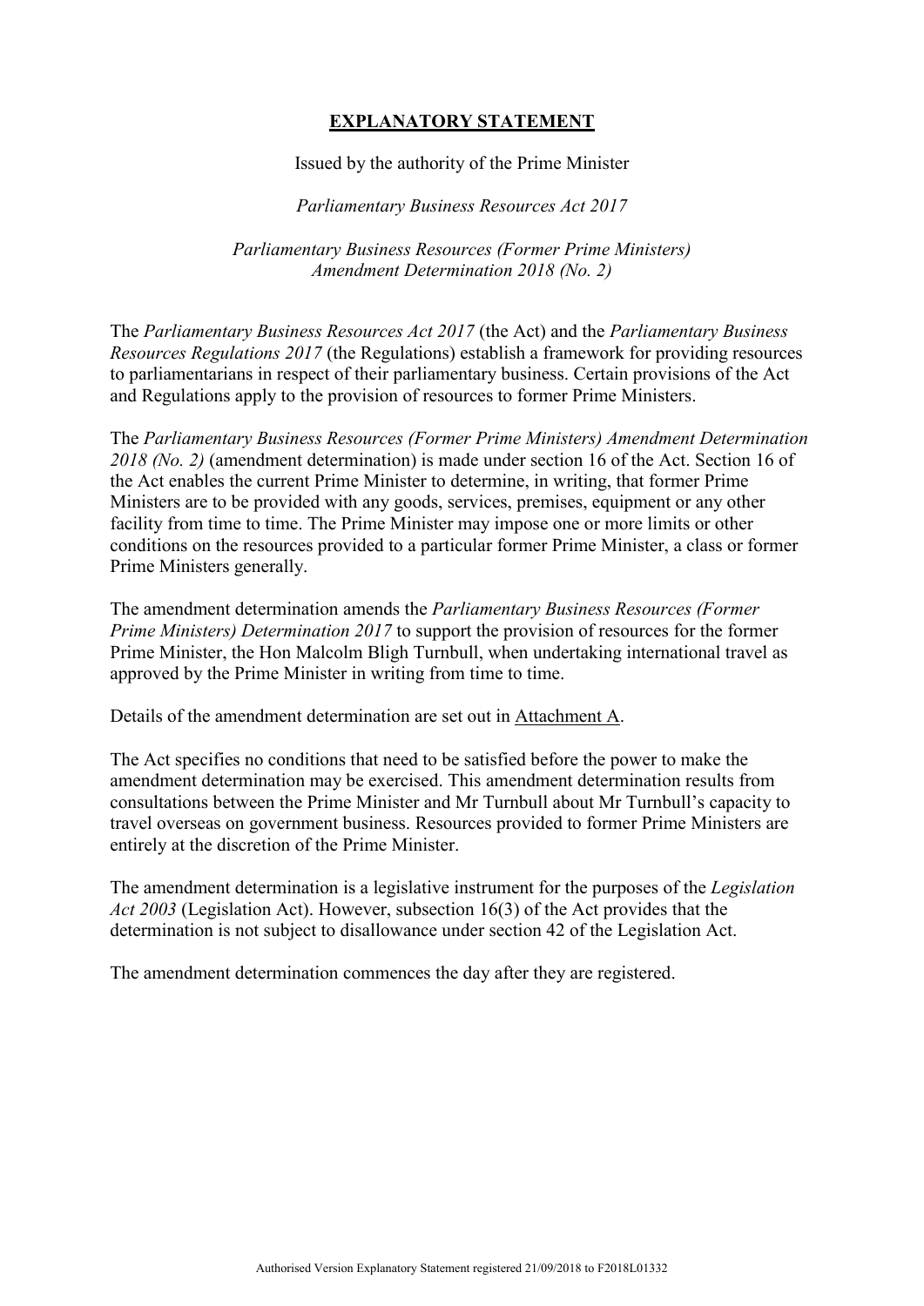# EXPLANATORY STATEMENT

Issued by the authority of the Prime Minister

*Parliamentary Business Resources Act 2017*

*Parliamentary Business Resources (Former Prime Ministers) Amendment Determination 2018 (No. 2)*

The *Parliamentary Business Resources Act 2017* (the Act) and the *Parliamentary Business Resources Regulations 2017* (the Regulations) establish a framework for providing resources to parliamentarians in respect of their parliamentary business. Certain provisions of the Act and Regulations apply to the provision of resources to former Prime Ministers.

The *Parliamentary Business Resources (Former Prime Ministers) Amendment Determination 2018 (No. 2)* (amendment determination) is made under section 16 of the Act. Section 16 of the Act enables the current Prime Minister to determine, in writing, that former Prime Ministers are to be provided with any goods, services, premises, equipment or any other facility from time to time. The Prime Minister may impose one or more limits or other conditions on the resources provided to a particular former Prime Minister, a class or former Prime Ministers generally.

The amendment determination amends the *Parliamentary Business Resources (Former Prime Ministers) Determination 2017* to support the provision of resources for the former Prime Minister, the Hon Malcolm Bligh Turnbull, when undertaking international travel as approved by the Prime Minister in writing from time to time.

Details of the amendment determination are set out in Attachment A.

The Act specifies no conditions that need to be satisfied before the power to make the amendment determination may be exercised. This amendment determination results from consultations between the Prime Minister and Mr Turnbull about Mr Turnbull's capacity to travel overseas on government business. Resources provided to former Prime Ministers are entirely at the discretion of the Prime Minister.

The amendment determination is a legislative instrument for the purposes of the *Legislation Act 2003* (Legislation Act). However, subsection 16(3) of the Act provides that the determination is not subject to disallowance under section 42 of the Legislation Act.

The amendment determination commences the day after they are registered.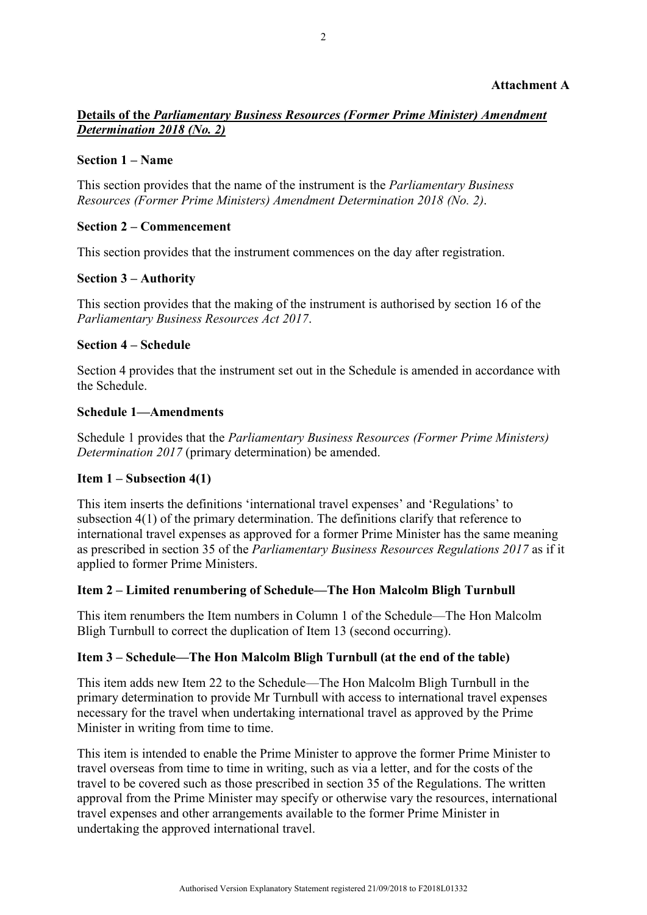**Attachment A**

**Details of the *Parliamentary Business Resources (Former Prime Minister) Amendment Determination 2018 (No. 2)***

**Section 1 – Name**

This section provides that the name of the instrument is the *Parliamentary Business Resources (Former Prime Ministers) Amendment Determination 2018 (No. 2)*.

**Section 2 – Commencement**

This section provides that the instrument commences on the day after registration.

**Section 3 – Authority**

This section provides that the making of the instrument is authorised by section 16 of the *Parliamentary Business Resources Act 2017*.

**Section 4 – Schedule**

Section 4 provides that the instrument set out in the Schedule is amended in accordance with the Schedule.

**Schedule 1—Amendments**

Schedule 1 provides that the *Parliamentary Business Resources (Former Prime Ministers) Determination 2017* (primary determination) be amended.

**Item 1 – Subsection 4(1)**

This item inserts the definitions 'international travel expenses' and 'Regulations' to subsection 4(1) of the primary determination. The definitions clarify that reference to international travel expenses as approved for a former Prime Minister has the same meaning as prescribed in section 35 of the *Parliamentary Business Resources Regulations 2017* as if it applied to former Prime Ministers.

**Item 2 – Limited renumbering of Schedule—The Hon Malcolm Bligh Turnbull**

This item renumbers the Item numbers in Column 1 of the Schedule—The Hon Malcolm Bligh Turnbull to correct the duplication of Item 13 (second occurring).

**Item 3 – Schedule—The Hon Malcolm Bligh Turnbull (at the end of the table)**

This item adds new Item 22 to the Schedule—The Hon Malcolm Bligh Turnbull in the primary determination to provide Mr Turnbull with access to international travel expenses necessary for the travel when undertaking international travel as approved by the Prime Minister in writing from time to time.

This item is intended to enable the Prime Minister to approve the former Prime Minister to travel overseas from time to time in writing, such as via a letter, and for the costs of the travel to be covered such as those prescribed in section 35 of the Regulations. The written approval from the Prime Minister may specify or otherwise vary the resources, international travel expenses and other arrangements available to the former Prime Minister in undertaking the approved international travel.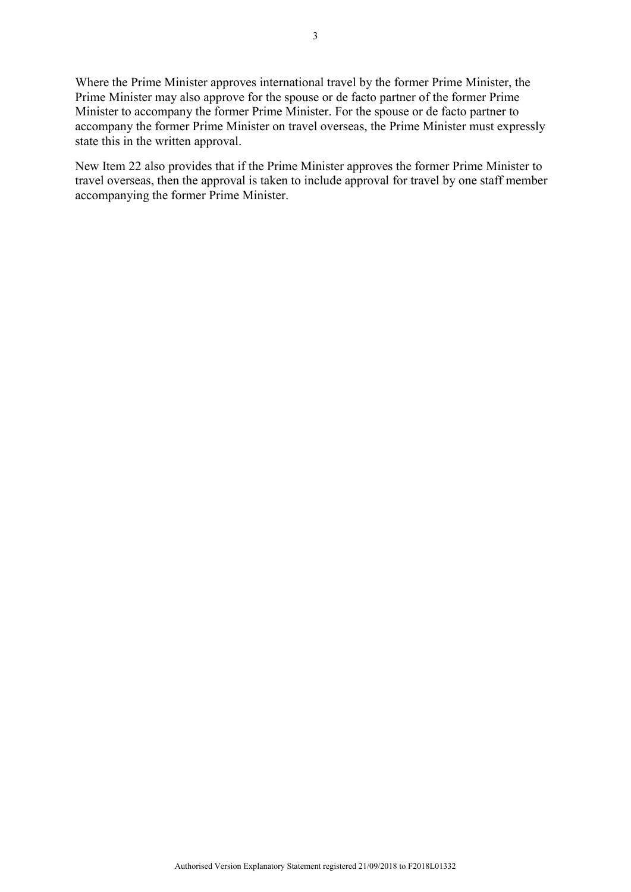Where the Prime Minister approves international travel by the former Prime Minister, the Prime Minister may also approve for the spouse or de facto partner of the former Prime Minister to accompany the former Prime Minister. For the spouse or de facto partner to accompany the former Prime Minister on travel overseas, the Prime Minister must expressly state this in the written approval.

New Item 22 also provides that if the Prime Minister approves the former Prime Minister to travel overseas, then the approval is taken to include approval for travel by one staff member accompanying the former Prime Minister.